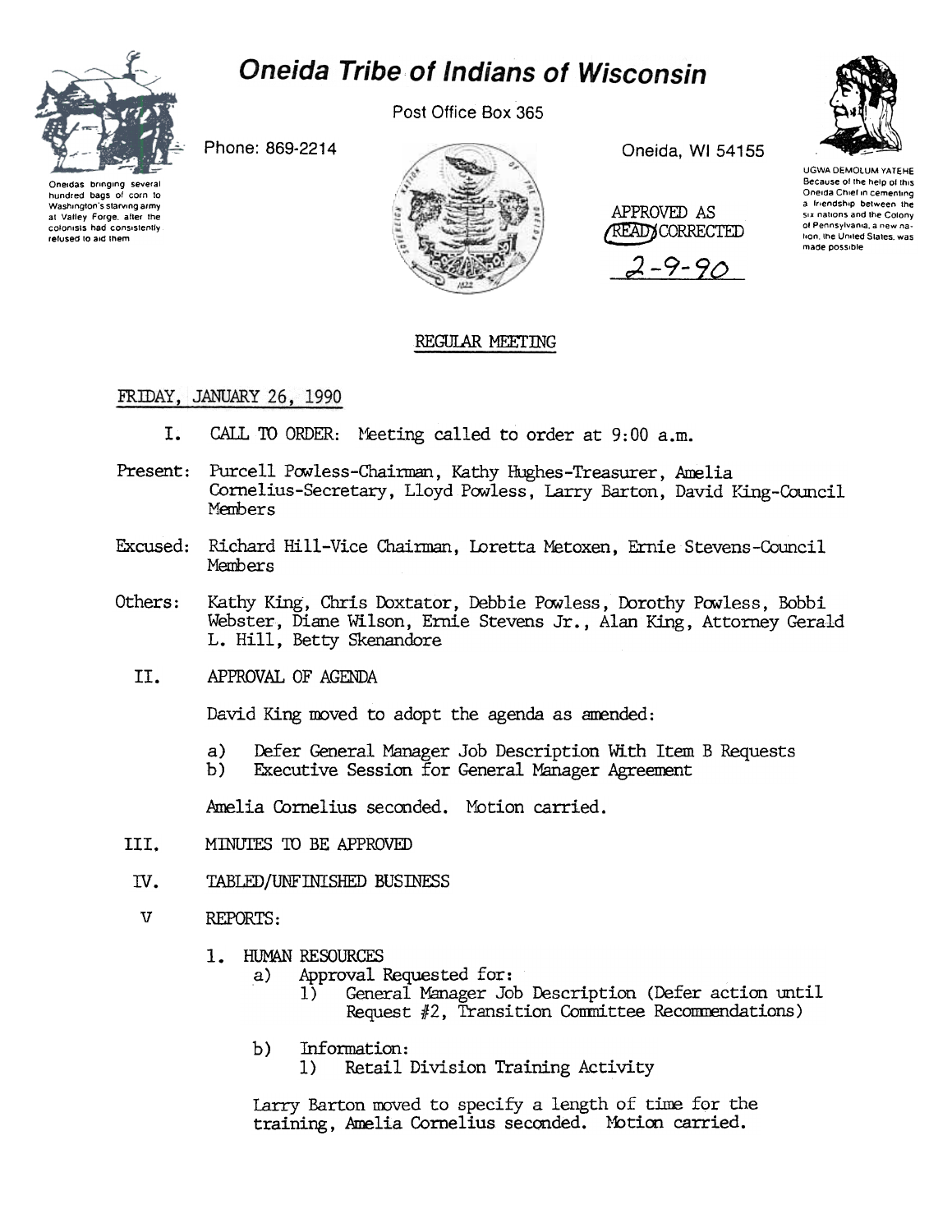# Oneida Tribe of Indians of Wisconsin

Oneidas bringing several hundred bags of corn to Washington's starving army at Valley Forge, after the colonists had consistently refused to aid them

Post Office Box 365

Phone: 869-2214

Oneida, WI 54155

UGWA DEMOLUM YATEHE
Because of the help of this Oneida Chief in cementing a friendship between the six nations and the Colony of Pennsylvania, a new nation, the United States, was made possible

APPROVED AS READ/CORRECTED
2-9-90

## REGULAR MEETING

FRIDAY, JANUARY 26, 1990

I. CALL TO ORDER: Meeting called to order at 9:00 a.m.

Present: Purcell Powless-Chairman, Kathy Hughes-Treasurer, Amelia Cornelius-Secretary, Lloyd Powless, Larry Barton, David King-Council Members

Excused: Richard Hill-Vice Chairman, Loretta Metoxen, Ernie Stevens-Council Members

Others: Kathy King, Chris Doxtator, Debbie Powless, Dorothy Powless, Bobbi Webster, Diane Wilson, Ernie Stevens Jr., Alan King, Attorney Gerald L. Hill, Betty Skenandore

II. APPROVAL OF AGENDA

David King moved to adopt the agenda as amended:

a) Defer General Manager Job Description With Item B Requests
b) Executive Session for General Manager Agreement

Amelia Cornelius seconded. Motion carried.

III. MINUTES TO BE APPROVED

IV. TABLED/UNFINISHED BUSINESS

V REPORTS:

1. HUMAN RESOURCES
   a) Approval Requested for:
      1) General Manager Job Description (Defer action until Request #2, Transition Committee Recommendations)
   b) Information:
      1) Retail Division Training Activity

   Larry Barton moved to specify a length of time for the training, Amelia Cornelius seconded. Motion carried.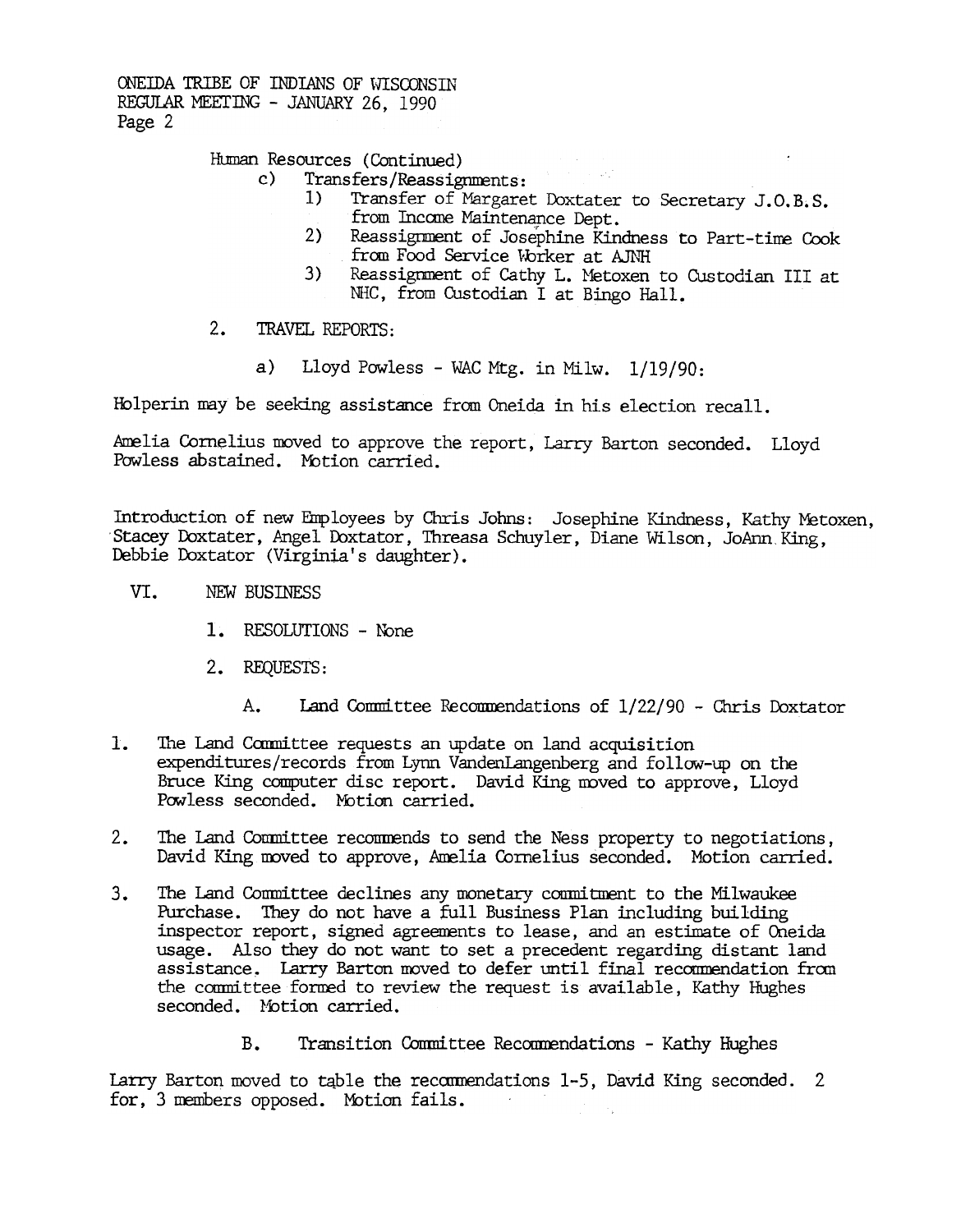Human Resources (Continued)

c) Transfers/Reassignments:

1) Transfer of Margaret Doxtater to Secretary J.O.B.S. from Income Maintenance Dept.
2) Reassignment of Josephine Kindness to Part-time Cook from Food Service Worker at AJNH
3) Reassignment of Cathy L. Metoxen to Custodian III at NHC, from Custodian I at Bingo Hall.

2. TRAVEL REPORTS:

a) Lloyd Powless - WAC Mtg. in Milw. 1/19/90:

Holperin may be seeking assistance from Oneida in his election recall.

Amelia Cornelius moved to approve the report, Larry Barton seconded. Lloyd Powless abstained. Motion carried.

Introduction of new Employees by Chris Johns: Josephine Kindness, Kathy Metoxen, Stacey Doxtater, Angel Doxtator, Threasa Schuyler, Diane Wilson, JoAnn King, Debbie Doxtator (Virginia's daughter).

VI. NEW BUSINESS

1. RESOLUTIONS - None

2. REQUESTS:

A. Land Committee Recommendations of 1/22/90 - Chris Doxtator

1. The Land Committee requests an update on land acquisition expenditures/records from Lynn VandenLangenberg and follow-up on the Bruce King computer disc report. David King moved to approve, Lloyd Powless seconded. Motion carried.

2. The Land Committee recommends to send the Ness property to negotiations, David King moved to approve, Amelia Cornelius seconded. Motion carried.

3. The Land Committee declines any monetary commitment to the Milwaukee Purchase. They do not have a full Business Plan including building inspector report, signed agreements to lease, and an estimate of Oneida usage. Also they do not want to set a precedent regarding distant land assistance. Larry Barton moved to defer until final recommendation from the committee formed to review the request is available, Kathy Hughes seconded. Motion carried.

B. Transition Committee Recommendations - Kathy Hughes

Larry Barton moved to table the recommendations 1-5, David King seconded. 2 for, 3 members opposed. Motion fails.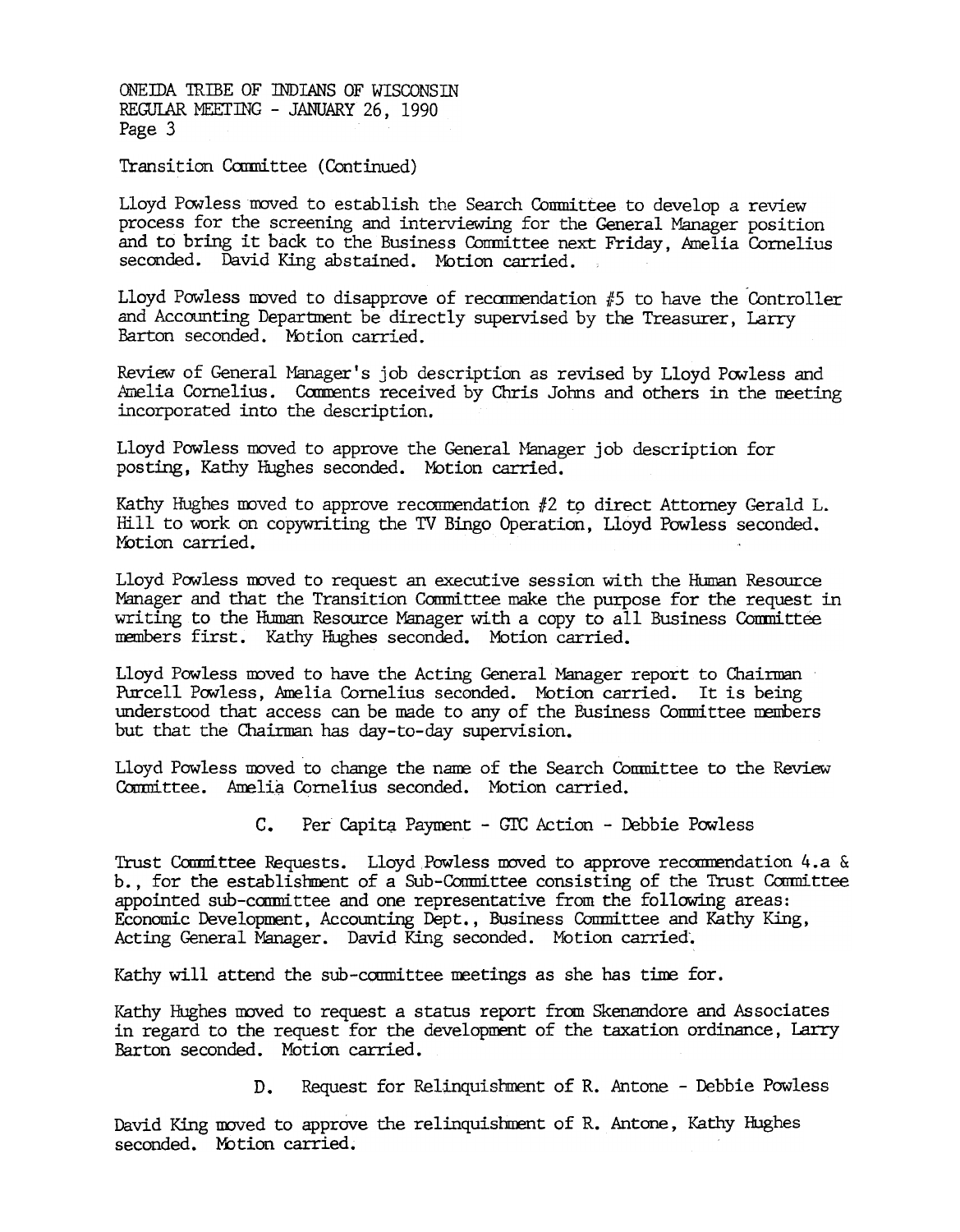Transition Committee (Continued)

Lloyd Powless moved to establish the Search Committee to develop a review process for the screening and interviewing for the General Manager position and to bring it back to the Business Committee next Friday, Amelia Cornelius seconded. David King abstained. Motion carried.

Lloyd Powless moved to disapprove of recommendation #5 to have the Controller and Accounting Department be directly supervised by the Treasurer, Larry Barton seconded. Motion carried.

Review of General Manager's job description as revised by Lloyd Powless and Amelia Cornelius. Comments received by Chris Johns and others in the meeting incorporated into the description.

Lloyd Powless moved to approve the General Manager job description for posting, Kathy Hughes seconded. Motion carried.

Kathy Hughes moved to approve recommendation #2 to direct Attorney Gerald L. Hill to work on copywriting the TV Bingo Operation, Lloyd Powless seconded. Motion carried.

Lloyd Powless moved to request an executive session with the Human Resource Manager and that the Transition Committee make the purpose for the request in writing to the Human Resource Manager with a copy to all Business Committee members first. Kathy Hughes seconded. Motion carried.

Lloyd Powless moved to have the Acting General Manager report to Chairman Purcell Powless, Amelia Cornelius seconded. Motion carried. It is being understood that access can be made to any of the Business Committee members but that the Chairman has day-to-day supervision.

Lloyd Powless moved to change the name of the Search Committee to the Review Committee. Amelia Cornelius seconded. Motion carried.

C. Per Capita Payment - GTC Action - Debbie Powless

Trust Committee Requests. Lloyd Powless moved to approve recommendation 4.a & b., for the establishment of a Sub-Committee consisting of the Trust Committee appointed sub-committee and one representative from the following areas: Economic Development, Accounting Dept., Business Committee and Kathy King, Acting General Manager. David King seconded. Motion carried.

Kathy will attend the sub-committee meetings as she has time for.

Kathy Hughes moved to request a status report from Skenandore and Associates in regard to the request for the development of the taxation ordinance, Larry Barton seconded. Motion carried.

D. Request for Relinquishment of R. Antone - Debbie Powless

David King moved to approve the relinquishment of R. Antone, Kathy Hughes seconded. Motion carried.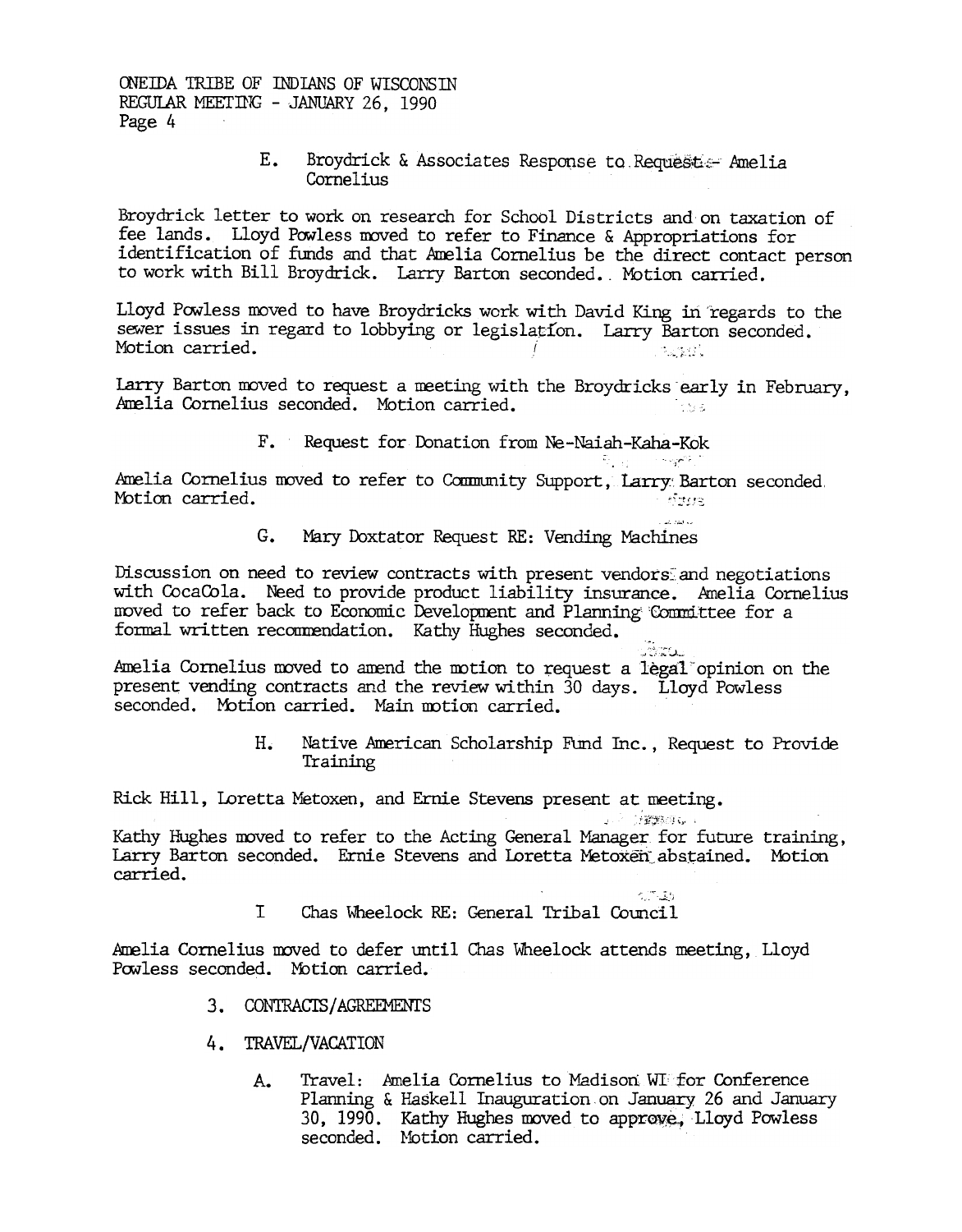E. Broydrick & Associates Response to Request - Amelia Cornelius

Broydrick letter to work on research for School Districts and on taxation of fee lands. Lloyd Powless moved to refer to Finance & Appropriations for identification of funds and that Amelia Cornelius be the direct contact person to work with Bill Broydrick. Larry Barton seconded. Motion carried.

Lloyd Powless moved to have Broydricks work with David King in regards to the sewer issues in regard to lobbying or legislation. Larry Barton seconded. Motion carried.

Larry Barton moved to request a meeting with the Broydricks early in February, Amelia Cornelius seconded. Motion carried.

F. Request for Donation from Ne-Naiah-Kaha-Kok

Amelia Cornelius moved to refer to Community Support, Larry Barton seconded. Motion carried.

G. Mary Doxtator Request RE: Vending Machines

Discussion on need to review contracts with present vendors and negotiations with CocaCola. Need to provide product liability insurance. Amelia Cornelius moved to refer back to Economic Development and Planning Committee for a formal written recommendation. Kathy Hughes seconded.

Amelia Cornelius moved to amend the motion to request a legal opinion on the present vending contracts and the review within 30 days. Lloyd Powless seconded. Motion carried. Main motion carried.

H. Native American Scholarship Fund Inc., Request to Provide Training

Rick Hill, Loretta Metoxen, and Ernie Stevens present at meeting.

Kathy Hughes moved to refer to the Acting General Manager for future training, Larry Barton seconded. Ernie Stevens and Loretta Metoxen abstained. Motion carried.

I Chas Wheelock RE: General Tribal Council

Amelia Cornelius moved to defer until Chas Wheelock attends meeting, Lloyd Powless seconded. Motion carried.

3. CONTRACTS/AGREEMENTS

4. TRAVEL/VACATION

   A. Travel: Amelia Cornelius to Madison WI for Conference Planning & Haskell Inauguration on January 26 and January 30, 1990. Kathy Hughes moved to approve, Lloyd Powless seconded. Motion carried.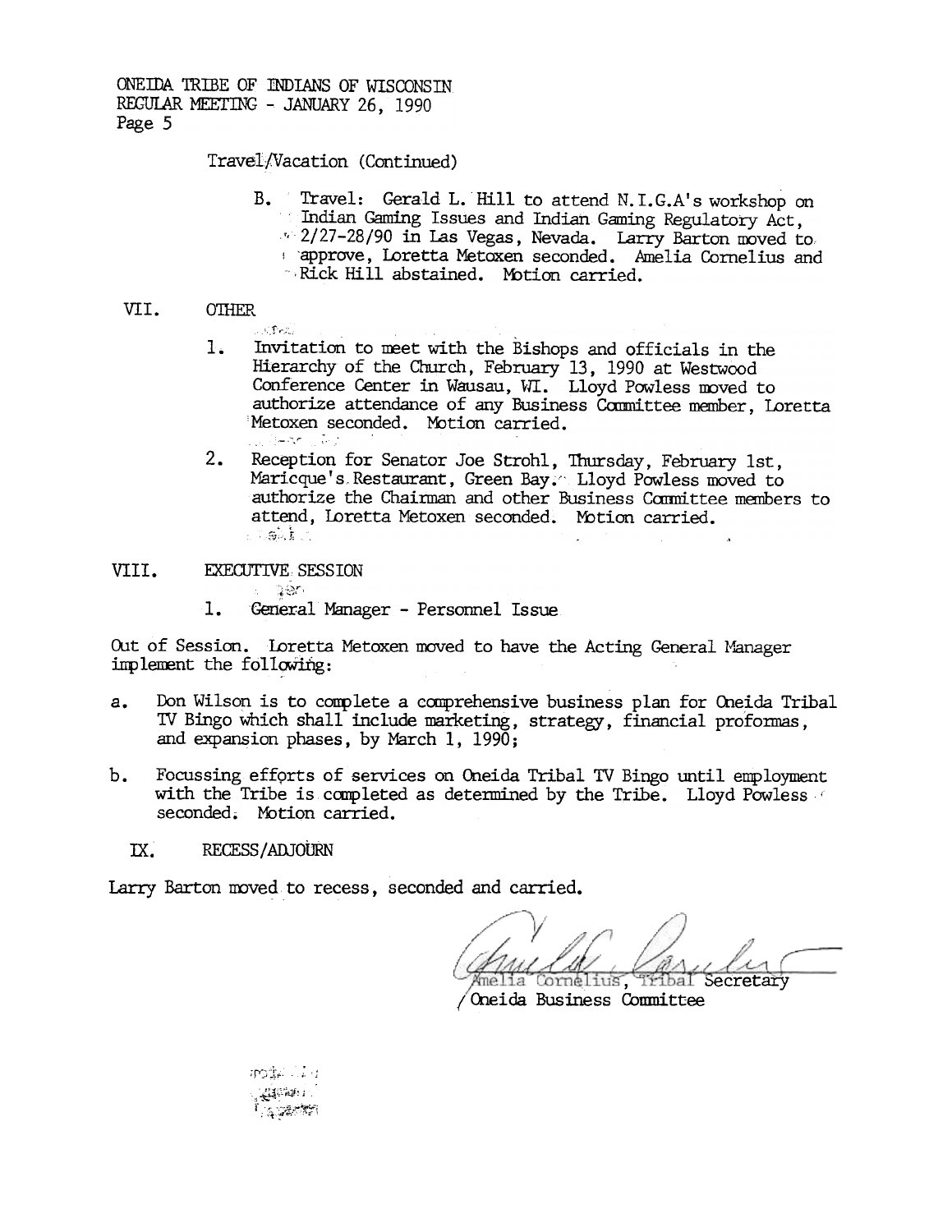Travel/Vacation (Continued)

B. Travel: Gerald L. Hill to attend N.I.G.A's workshop on Indian Gaming Issues and Indian Gaming Regulatory Act, 2/27-28/90 in Las Vegas, Nevada. Larry Barton moved to approve, Loretta Metoxen seconded. Amelia Cornelius and Rick Hill abstained. Motion carried.

VII. OTHER

1. Invitation to meet with the Bishops and officials in the Hierarchy of the Church, February 13, 1990 at Westwood Conference Center in Wausau, WI. Lloyd Powless moved to authorize attendance of any Business Committee member, Loretta Metoxen seconded. Motion carried.

2. Reception for Senator Joe Strohl, Thursday, February 1st, Maricque's Restaurant, Green Bay. Lloyd Powless moved to authorize the Chairman and other Business Committee members to attend, Loretta Metoxen seconded. Motion carried.

VIII. EXECUTIVE SESSION

1. General Manager - Personnel Issue

Out of Session. Loretta Metoxen moved to have the Acting General Manager implement the following:

a. Don Wilson is to complete a comprehensive business plan for Oneida Tribal TV Bingo which shall include marketing, strategy, financial proformas, and expansion phases, by March 1, 1990;

b. Focussing efforts of services on Oneida Tribal TV Bingo until employment with the Tribe is completed as determined by the Tribe. Lloyd Powless seconded. Motion carried.

IX. RECESS/ADJOURN

Larry Barton moved to recess, seconded and carried.

Amelia Cornelius, Tribal Secretary
Oneida Business Committee